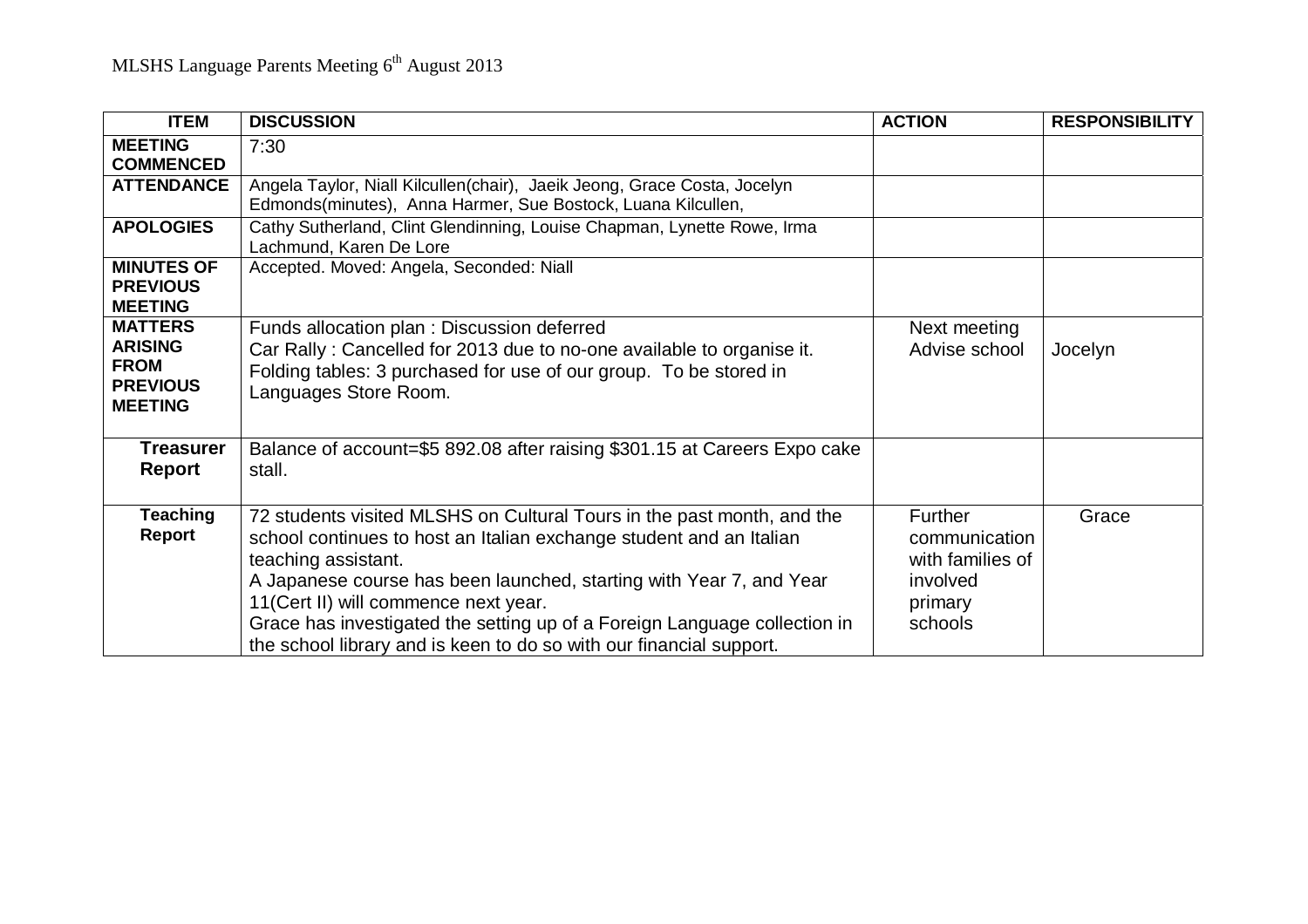MLSHS Language Parents Meeting 6th August 2013

| ITEM | DISCUSSION | ACTION | RESPONSIBILITY |
|---|---|---|---|
| **MEETING COMMENCED** | 7:30 | | |
| **ATTENDANCE** | Angela Taylor, Niall Kilcullen(chair), Jaeik Jeong, Grace Costa, Jocelyn Edmonds(minutes), Anna Harmer, Sue Bostock, Luana Kilcullen, | | |
| **APOLOGIES** | Cathy Sutherland, Clint Glendinning, Louise Chapman, Lynette Rowe, Irma Lachmund, Karen De Lore | | |
| **MINUTES OF PREVIOUS MEETING** | Accepted. Moved: Angela, Seconded: Niall | | |
| **MATTERS ARISING FROM PREVIOUS MEETING** | Funds allocation plan : Discussion deferred<br>Car Rally : Cancelled for 2013 due to no-one available to organise it.<br>Folding tables: 3 purchased for use of our group. To be stored in Languages Store Room. | Next meeting<br>Advise school | <br>Jocelyn |
| **Treasurer Report** | Balance of account=$5 892.08 after raising $301.15 at Careers Expo cake stall. | | |
| **Teaching Report** | 72 students visited MLSHS on Cultural Tours in the past month, and the school continues to host an Italian exchange student and an Italian teaching assistant.<br>A Japanese course has been launched, starting with Year 7, and Year 11(Cert II) will commence next year.<br>Grace has investigated the setting up of a Foreign Language collection in the school library and is keen to do so with our financial support. | Further communication with families of involved primary schools | Grace |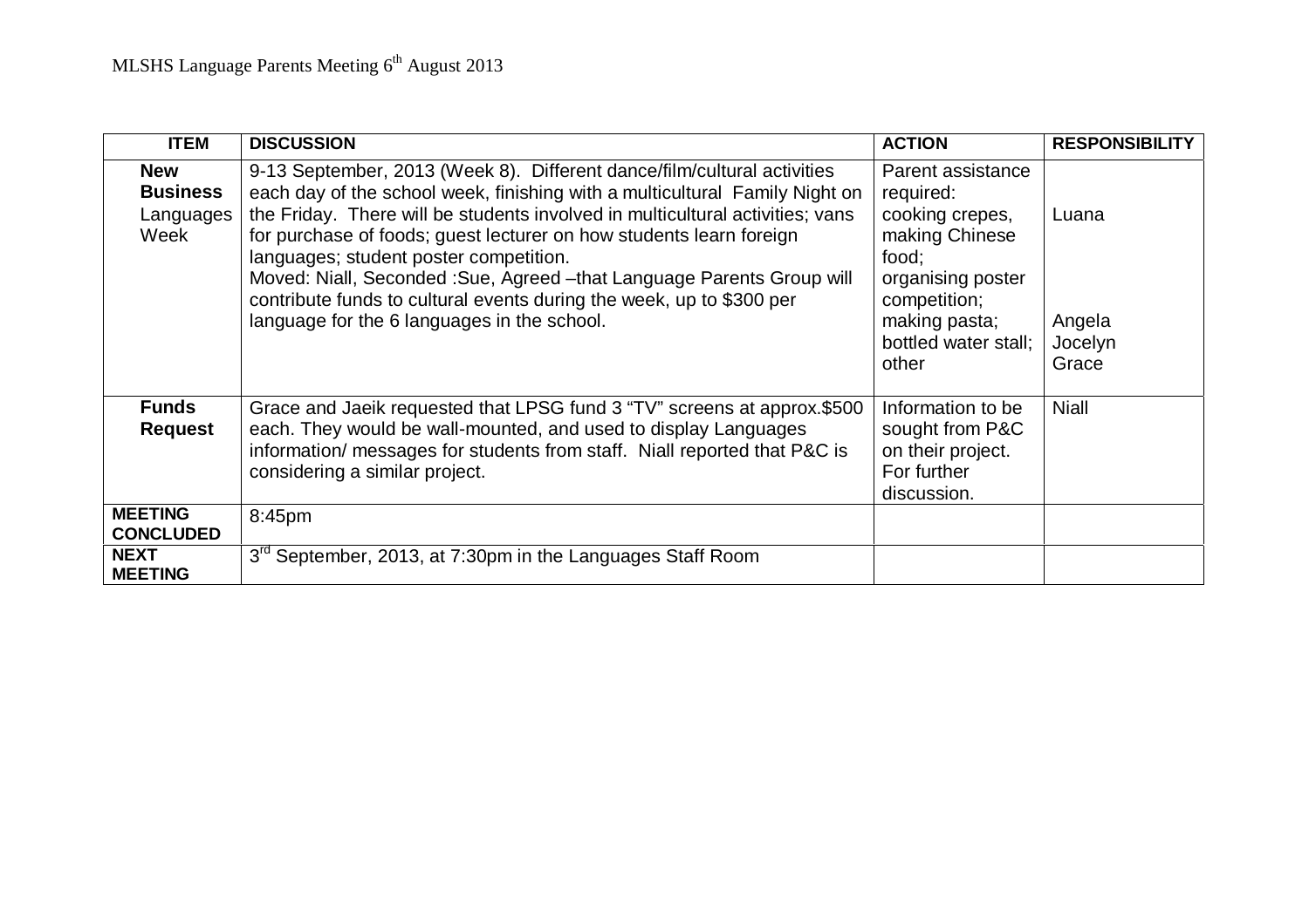MLSHS Language Parents Meeting 6th August 2013

| ITEM | DISCUSSION | ACTION | RESPONSIBILITY |
|---|---|---|---|
| **New Business** Languages Week | 9-13 September, 2013 (Week 8). Different dance/film/cultural activities each day of the school week, finishing with a multicultural Family Night on the Friday. There will be students involved in multicultural activities; vans for purchase of foods; guest lecturer on how students learn foreign languages; student poster competition.<br>Moved: Niall, Seconded :Sue, Agreed –that Language Parents Group will contribute funds to cultural events during the week, up to $300 per language for the 6 languages in the school. | Parent assistance required:<br>cooking crepes,<br>making Chinese food;<br>organising poster competition;<br>making pasta;<br>bottled water stall;<br>other | Luana<br><br>Angela<br>Jocelyn<br>Grace |
| **Funds Request** | Grace and Jaeik requested that LPSG fund 3 "TV" screens at approx.$500 each. They would be wall-mounted, and used to display Languages information/ messages for students from staff. Niall reported that P&C is considering a similar project. | Information to be sought from P&C on their project. For further discussion. | Niall |
| **MEETING CONCLUDED** | 8:45pm | | |
| **NEXT MEETING** | 3rd September, 2013, at 7:30pm in the Languages Staff Room | | |